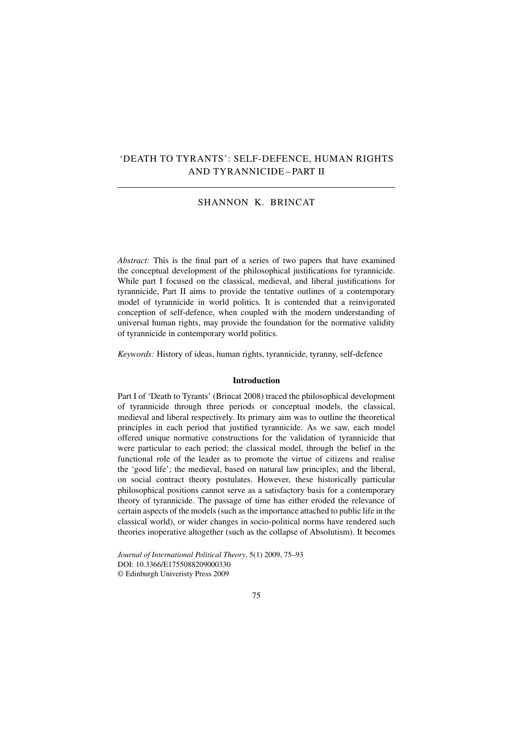# 'DEATH TO TYRANTS': SELF-DEFENCE, HUMAN RIGHTS AND TYRANNICIDE – PART II

SHANNON K. BRINCAT

*Abstract:* This is the final part of a series of two papers that have examined the conceptual development of the philosophical justifications for tyrannicide. While part I focused on the classical, medieval, and liberal justifications for tyrannicide, Part II aims to provide the tentative outlines of a contemporary model of tyrannicide in world politics. It is contended that a reinvigorated conception of self-defence, when coupled with the modern understanding of universal human rights, may provide the foundation for the normative validity of tyrannicide in contemporary world politics.

*Keywords:* History of ideas, human rights, tyrannicide, tyranny, self-defence

## Introduction

Part I of 'Death to Tyrants' (Brincat 2008) traced the philosophical development of tyrannicide through three periods or conceptual models, the classical, medieval and liberal respectively. Its primary aim was to outline the theoretical principles in each period that justified tyrannicide. As we saw, each model offered unique normative constructions for the validation of tyrannicide that were particular to each period; the classical model, through the belief in the functional role of the leader as to promote the virtue of citizens and realise the 'good life'; the medieval, based on natural law principles; and the liberal, on social contract theory postulates. However, these historically particular philosophical positions cannot serve as a satisfactory basis for a contemporary theory of tyrannicide. The passage of time has either eroded the relevance of certain aspects of the models (such as the importance attached to public life in the classical world), or wider changes in socio-political norms have rendered such theories inoperative altogether (such as the collapse of Absolutism). It becomes

*Journal of International Political Theory*, 5(1) 2009, 75–93
DOI: 10.3366/E1755088209000330
© Edinburgh Univeristy Press 2009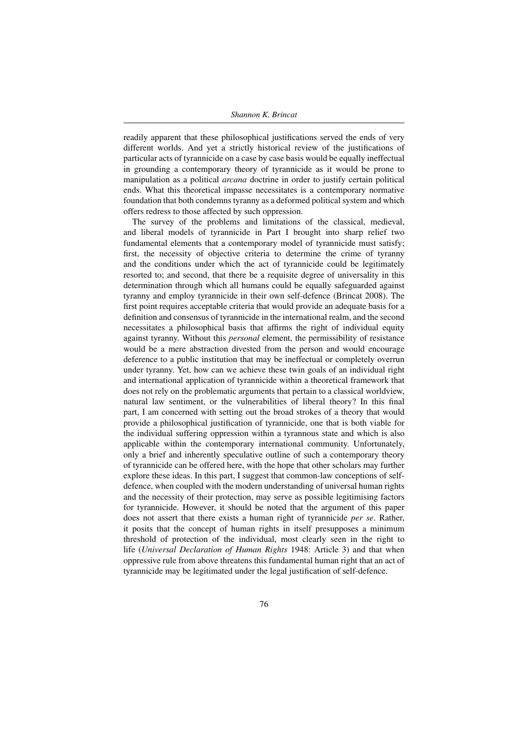readily apparent that these philosophical justifications served the ends of very different worlds. And yet a strictly historical review of the justifications of particular acts of tyrannicide on a case by case basis would be equally ineffectual in grounding a contemporary theory of tyrannicide as it would be prone to manipulation as a political *arcana* doctrine in order to justify certain political ends. What this theoretical impasse necessitates is a contemporary normative foundation that both condemns tyranny as a deformed political system and which offers redress to those affected by such oppression.

The survey of the problems and limitations of the classical, medieval, and liberal models of tyrannicide in Part I brought into sharp relief two fundamental elements that a contemporary model of tyrannicide must satisfy; first, the necessity of objective criteria to determine the crime of tyranny and the conditions under which the act of tyrannicide could be legitimately resorted to; and second, that there be a requisite degree of universality in this determination through which all humans could be equally safeguarded against tyranny and employ tyrannicide in their own self-defence (Brincat 2008). The first point requires acceptable criteria that would provide an adequate basis for a definition and consensus of tyrannicide in the international realm, and the second necessitates a philosophical basis that affirms the right of individual equity against tyranny. Without this *personal* element, the permissibility of resistance would be a mere abstraction divested from the person and would encourage deference to a public institution that may be ineffectual or completely overrun under tyranny. Yet, how can we achieve these twin goals of an individual right and international application of tyrannicide within a theoretical framework that does not rely on the problematic arguments that pertain to a classical worldview, natural law sentiment, or the vulnerabilities of liberal theory? In this final part, I am concerned with setting out the broad strokes of a theory that would provide a philosophical justification of tyrannicide, one that is both viable for the individual suffering oppression within a tyrannous state and which is also applicable within the contemporary international community. Unfortunately, only a brief and inherently speculative outline of such a contemporary theory of tyrannicide can be offered here, with the hope that other scholars may further explore these ideas. In this part, I suggest that common-law conceptions of self-defence, when coupled with the modern understanding of universal human rights and the necessity of their protection, may serve as possible legitimising factors for tyrannicide. However, it should be noted that the argument of this paper does not assert that there exists a human right of tyrannicide *per se*. Rather, it posits that the concept of human rights in itself presupposes a minimum threshold of protection of the individual, most clearly seen in the right to life (*Universal Declaration of Human Rights* 1948: Article 3) and that when oppressive rule from above threatens this fundamental human right that an act of tyrannicide may be legitimated under the legal justification of self-defence.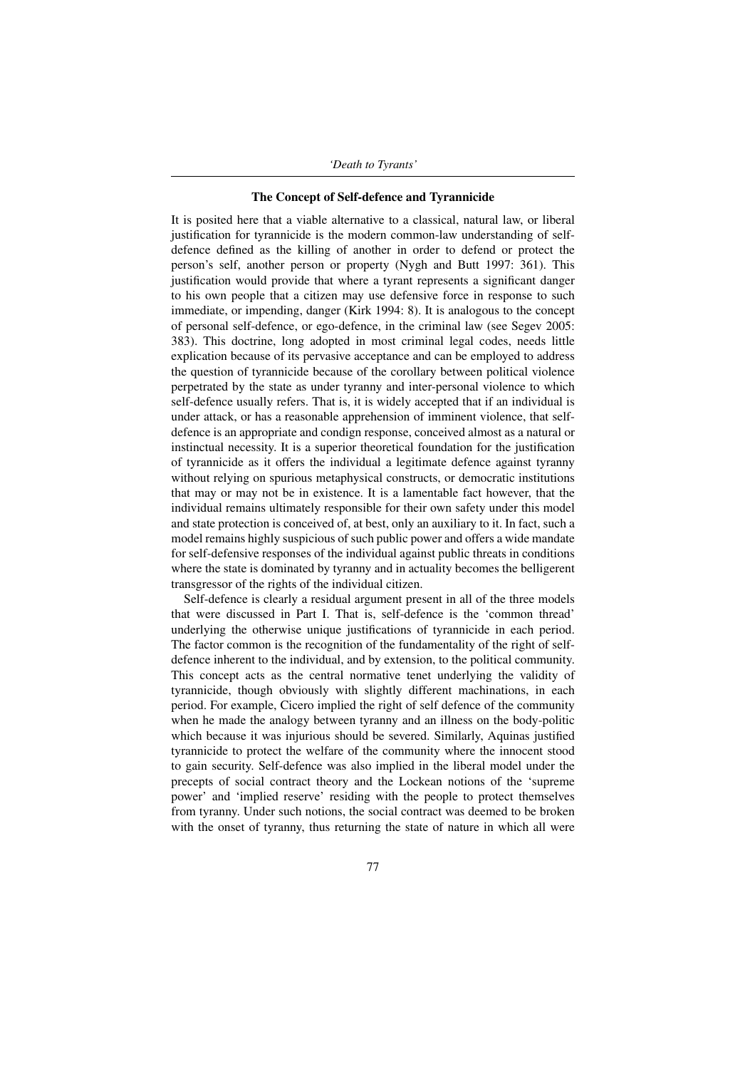### The Concept of Self-defence and Tyrannicide

It is posited here that a viable alternative to a classical, natural law, or liberal justification for tyrannicide is the modern common-law understanding of self-defence defined as the killing of another in order to defend or protect the person's self, another person or property (Nygh and Butt 1997: 361). This justification would provide that where a tyrant represents a significant danger to his own people that a citizen may use defensive force in response to such immediate, or impending, danger (Kirk 1994: 8). It is analogous to the concept of personal self-defence, or ego-defence, in the criminal law (see Segev 2005: 383). This doctrine, long adopted in most criminal legal codes, needs little explication because of its pervasive acceptance and can be employed to address the question of tyrannicide because of the corollary between political violence perpetrated by the state as under tyranny and inter-personal violence to which self-defence usually refers. That is, it is widely accepted that if an individual is under attack, or has a reasonable apprehension of imminent violence, that self-defence is an appropriate and condign response, conceived almost as a natural or instinctual necessity. It is a superior theoretical foundation for the justification of tyrannicide as it offers the individual a legitimate defence against tyranny without relying on spurious metaphysical constructs, or democratic institutions that may or may not be in existence. It is a lamentable fact however, that the individual remains ultimately responsible for their own safety under this model and state protection is conceived of, at best, only an auxiliary to it. In fact, such a model remains highly suspicious of such public power and offers a wide mandate for self-defensive responses of the individual against public threats in conditions where the state is dominated by tyranny and in actuality becomes the belligerent transgressor of the rights of the individual citizen.

Self-defence is clearly a residual argument present in all of the three models that were discussed in Part I. That is, self-defence is the 'common thread' underlying the otherwise unique justifications of tyrannicide in each period. The factor common is the recognition of the fundamentality of the right of self-defence inherent to the individual, and by extension, to the political community. This concept acts as the central normative tenet underlying the validity of tyrannicide, though obviously with slightly different machinations, in each period. For example, Cicero implied the right of self defence of the community when he made the analogy between tyranny and an illness on the body-politic which because it was injurious should be severed. Similarly, Aquinas justified tyrannicide to protect the welfare of the community where the innocent stood to gain security. Self-defence was also implied in the liberal model under the precepts of social contract theory and the Lockean notions of the 'supreme power' and 'implied reserve' residing with the people to protect themselves from tyranny. Under such notions, the social contract was deemed to be broken with the onset of tyranny, thus returning the state of nature in which all were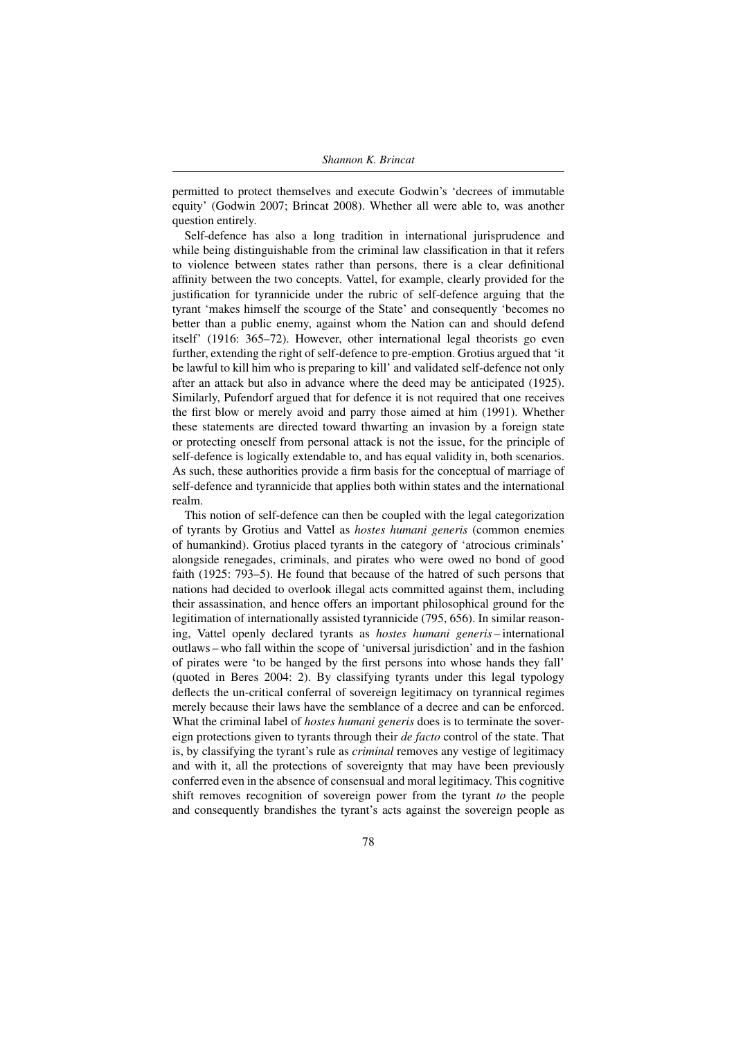permitted to protect themselves and execute Godwin's 'decrees of immutable equity' (Godwin 2007; Brincat 2008). Whether all were able to, was another question entirely.

Self-defence has also a long tradition in international jurisprudence and while being distinguishable from the criminal law classification in that it refers to violence between states rather than persons, there is a clear definitional affinity between the two concepts. Vattel, for example, clearly provided for the justification for tyrannicide under the rubric of self-defence arguing that the tyrant 'makes himself the scourge of the State' and consequently 'becomes no better than a public enemy, against whom the Nation can and should defend itself' (1916: 365–72). However, other international legal theorists go even further, extending the right of self-defence to pre-emption. Grotius argued that 'it be lawful to kill him who is preparing to kill' and validated self-defence not only after an attack but also in advance where the deed may be anticipated (1925). Similarly, Pufendorf argued that for defence it is not required that one receives the first blow or merely avoid and parry those aimed at him (1991). Whether these statements are directed toward thwarting an invasion by a foreign state or protecting oneself from personal attack is not the issue, for the principle of self-defence is logically extendable to, and has equal validity in, both scenarios. As such, these authorities provide a firm basis for the conceptual of marriage of self-defence and tyrannicide that applies both within states and the international realm.

This notion of self-defence can then be coupled with the legal categorization of tyrants by Grotius and Vattel as *hostes humani generis* (common enemies of humankind). Grotius placed tyrants in the category of 'atrocious criminals' alongside renegades, criminals, and pirates who were owed no bond of good faith (1925: 793–5). He found that because of the hatred of such persons that nations had decided to overlook illegal acts committed against them, including their assassination, and hence offers an important philosophical ground for the legitimation of internationally assisted tyrannicide (795, 656). In similar reasoning, Vattel openly declared tyrants as *hostes humani generis* – international outlaws – who fall within the scope of 'universal jurisdiction' and in the fashion of pirates were 'to be hanged by the first persons into whose hands they fall' (quoted in Beres 2004: 2). By classifying tyrants under this legal typology deflects the un-critical conferral of sovereign legitimacy on tyrannical regimes merely because their laws have the semblance of a decree and can be enforced. What the criminal label of *hostes humani generis* does is to terminate the sovereign protections given to tyrants through their *de facto* control of the state. That is, by classifying the tyrant's rule as *criminal* removes any vestige of legitimacy and with it, all the protections of sovereignty that may have been previously conferred even in the absence of consensual and moral legitimacy. This cognitive shift removes recognition of sovereign power from the tyrant *to* the people and consequently brandishes the tyrant's acts against the sovereign people as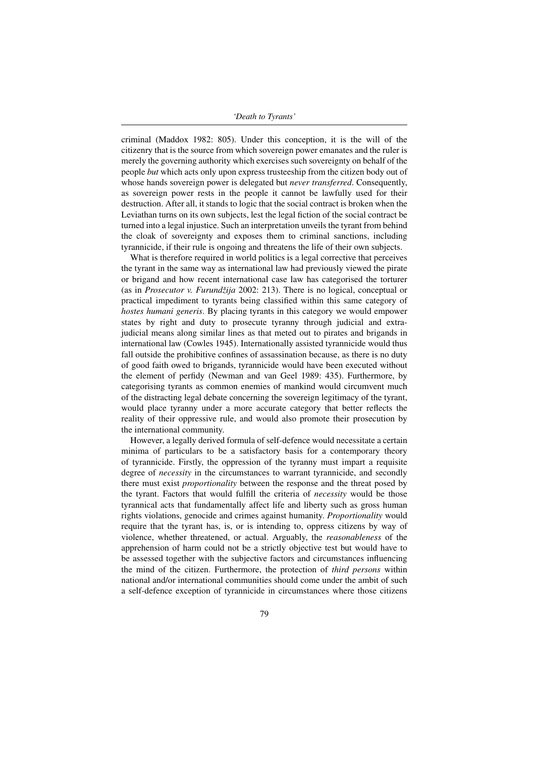criminal (Maddox 1982: 805). Under this conception, it is the will of the citizenry that is the source from which sovereign power emanates and the ruler is merely the governing authority which exercises such sovereignty on behalf of the people *but* which acts only upon express trusteeship from the citizen body out of whose hands sovereign power is delegated but *never transferred*. Consequently, as sovereign power rests in the people it cannot be lawfully used for their destruction. After all, it stands to logic that the social contract is broken when the Leviathan turns on its own subjects, lest the legal fiction of the social contract be turned into a legal injustice. Such an interpretation unveils the tyrant from behind the cloak of sovereignty and exposes them to criminal sanctions, including tyrannicide, if their rule is ongoing and threatens the life of their own subjects.

What is therefore required in world politics is a legal corrective that perceives the tyrant in the same way as international law had previously viewed the pirate or brigand and how recent international case law has categorised the torturer (as in *Prosecutor v. Furundžija* 2002: 213). There is no logical, conceptual or practical impediment to tyrants being classified within this same category of *hostes humani generis*. By placing tyrants in this category we would empower states by right and duty to prosecute tyranny through judicial and extra-judicial means along similar lines as that meted out to pirates and brigands in international law (Cowles 1945). Internationally assisted tyrannicide would thus fall outside the prohibitive confines of assassination because, as there is no duty of good faith owed to brigands, tyrannicide would have been executed without the element of perfidy (Newman and van Geel 1989: 435). Furthermore, by categorising tyrants as common enemies of mankind would circumvent much of the distracting legal debate concerning the sovereign legitimacy of the tyrant, would place tyranny under a more accurate category that better reflects the reality of their oppressive rule, and would also promote their prosecution by the international community.

However, a legally derived formula of self-defence would necessitate a certain minima of particulars to be a satisfactory basis for a contemporary theory of tyrannicide. Firstly, the oppression of the tyranny must impart a requisite degree of *necessity* in the circumstances to warrant tyrannicide, and secondly there must exist *proportionality* between the response and the threat posed by the tyrant. Factors that would fulfill the criteria of *necessity* would be those tyrannical acts that fundamentally affect life and liberty such as gross human rights violations, genocide and crimes against humanity. *Proportionality* would require that the tyrant has, is, or is intending to, oppress citizens by way of violence, whether threatened, or actual. Arguably, the *reasonableness* of the apprehension of harm could not be a strictly objective test but would have to be assessed together with the subjective factors and circumstances influencing the mind of the citizen. Furthermore, the protection of *third persons* within national and/or international communities should come under the ambit of such a self-defence exception of tyrannicide in circumstances where those citizens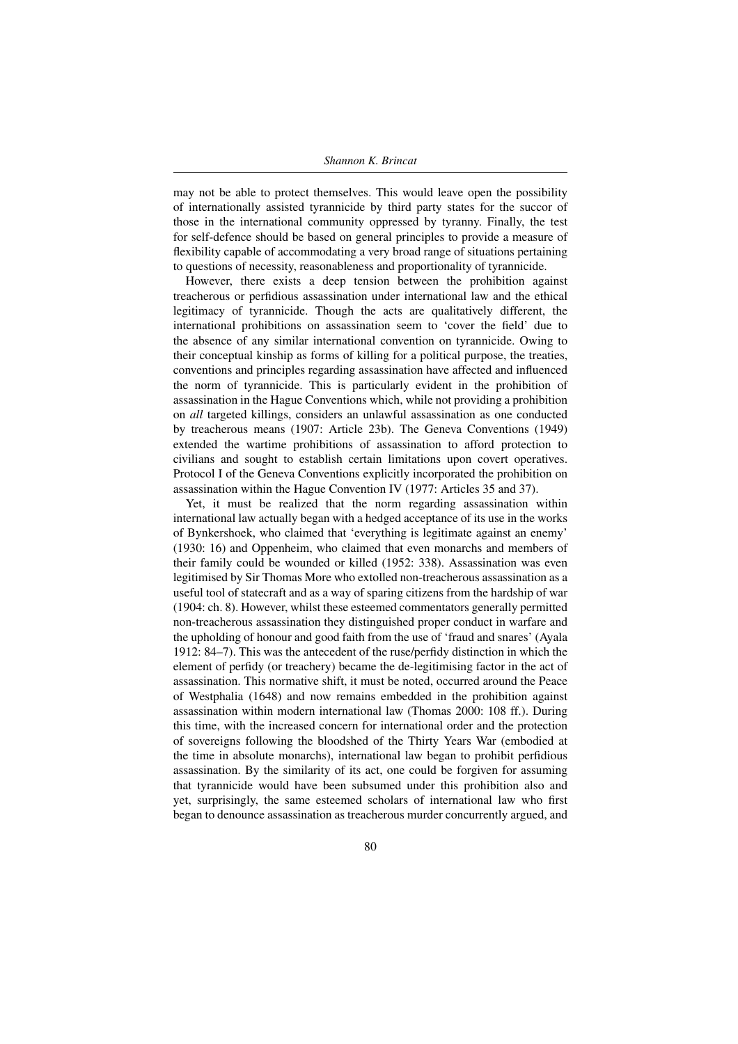may not be able to protect themselves. This would leave open the possibility of internationally assisted tyrannicide by third party states for the succor of those in the international community oppressed by tyranny. Finally, the test for self-defence should be based on general principles to provide a measure of flexibility capable of accommodating a very broad range of situations pertaining to questions of necessity, reasonableness and proportionality of tyrannicide.

However, there exists a deep tension between the prohibition against treacherous or perfidious assassination under international law and the ethical legitimacy of tyrannicide. Though the acts are qualitatively different, the international prohibitions on assassination seem to 'cover the field' due to the absence of any similar international convention on tyrannicide. Owing to their conceptual kinship as forms of killing for a political purpose, the treaties, conventions and principles regarding assassination have affected and influenced the norm of tyrannicide. This is particularly evident in the prohibition of assassination in the Hague Conventions which, while not providing a prohibition on *all* targeted killings, considers an unlawful assassination as one conducted by treacherous means (1907: Article 23b). The Geneva Conventions (1949) extended the wartime prohibitions of assassination to afford protection to civilians and sought to establish certain limitations upon covert operatives. Protocol I of the Geneva Conventions explicitly incorporated the prohibition on assassination within the Hague Convention IV (1977: Articles 35 and 37).

Yet, it must be realized that the norm regarding assassination within international law actually began with a hedged acceptance of its use in the works of Bynkershoek, who claimed that 'everything is legitimate against an enemy' (1930: 16) and Oppenheim, who claimed that even monarchs and members of their family could be wounded or killed (1952: 338). Assassination was even legitimised by Sir Thomas More who extolled non-treacherous assassination as a useful tool of statecraft and as a way of sparing citizens from the hardship of war (1904: ch. 8). However, whilst these esteemed commentators generally permitted non-treacherous assassination they distinguished proper conduct in warfare and the upholding of honour and good faith from the use of 'fraud and snares' (Ayala 1912: 84–7). This was the antecedent of the ruse/perfidy distinction in which the element of perfidy (or treachery) became the de-legitimising factor in the act of assassination. This normative shift, it must be noted, occurred around the Peace of Westphalia (1648) and now remains embedded in the prohibition against assassination within modern international law (Thomas 2000: 108 ff.). During this time, with the increased concern for international order and the protection of sovereigns following the bloodshed of the Thirty Years War (embodied at the time in absolute monarchs), international law began to prohibit perfidious assassination. By the similarity of its act, one could be forgiven for assuming that tyrannicide would have been subsumed under this prohibition also and yet, surprisingly, the same esteemed scholars of international law who first began to denounce assassination as treacherous murder concurrently argued, and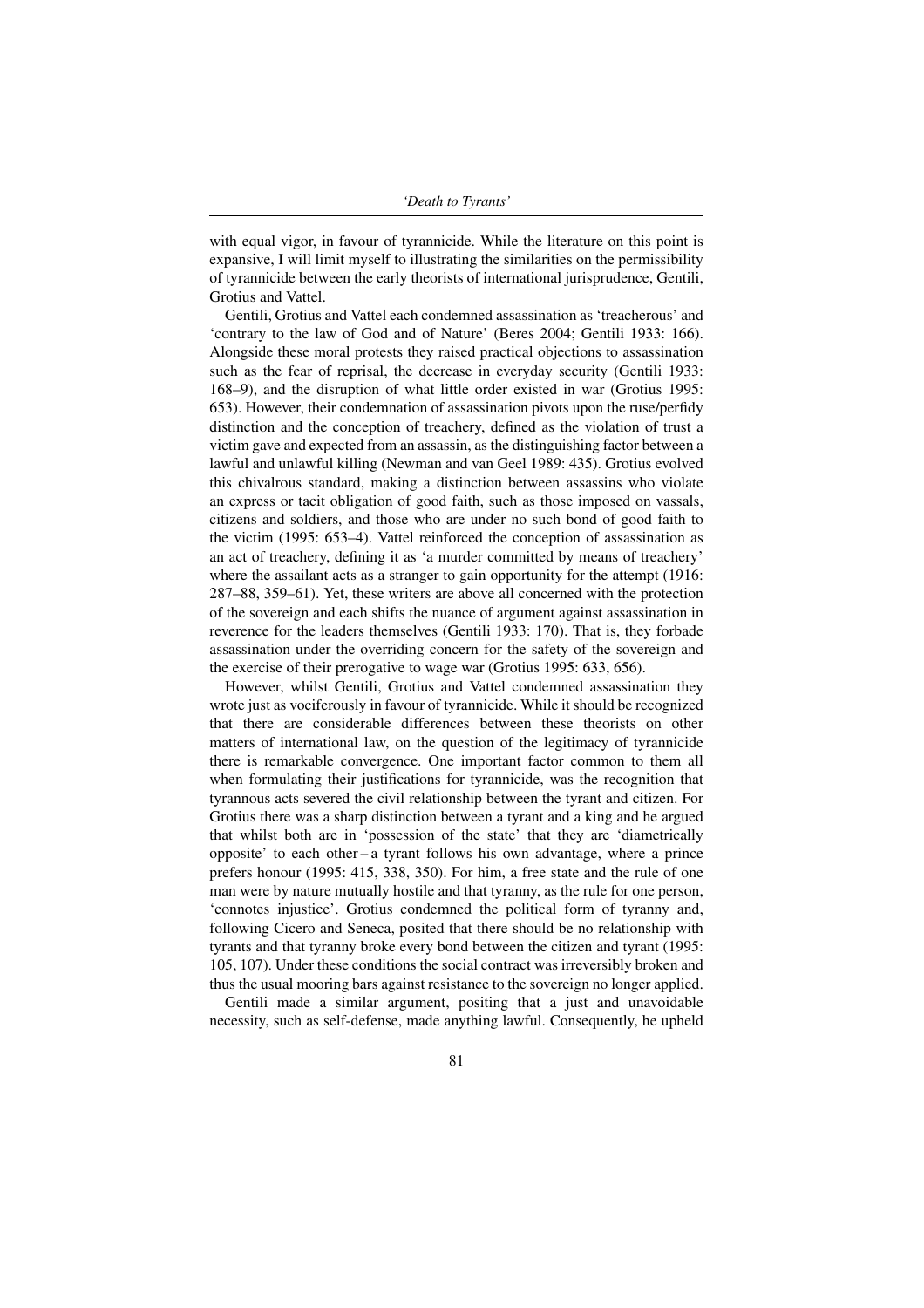with equal vigor, in favour of tyrannicide. While the literature on this point is expansive, I will limit myself to illustrating the similarities on the permissibility of tyrannicide between the early theorists of international jurisprudence, Gentili, Grotius and Vattel.

Gentili, Grotius and Vattel each condemned assassination as 'treacherous' and 'contrary to the law of God and of Nature' (Beres 2004; Gentili 1933: 166). Alongside these moral protests they raised practical objections to assassination such as the fear of reprisal, the decrease in everyday security (Gentili 1933: 168–9), and the disruption of what little order existed in war (Grotius 1995: 653). However, their condemnation of assassination pivots upon the ruse/perfidy distinction and the conception of treachery, defined as the violation of trust a victim gave and expected from an assassin, as the distinguishing factor between a lawful and unlawful killing (Newman and van Geel 1989: 435). Grotius evolved this chivalrous standard, making a distinction between assassins who violate an express or tacit obligation of good faith, such as those imposed on vassals, citizens and soldiers, and those who are under no such bond of good faith to the victim (1995: 653–4). Vattel reinforced the conception of assassination as an act of treachery, defining it as 'a murder committed by means of treachery' where the assailant acts as a stranger to gain opportunity for the attempt (1916: 287–88, 359–61). Yet, these writers are above all concerned with the protection of the sovereign and each shifts the nuance of argument against assassination in reverence for the leaders themselves (Gentili 1933: 170). That is, they forbade assassination under the overriding concern for the safety of the sovereign and the exercise of their prerogative to wage war (Grotius 1995: 633, 656).

However, whilst Gentili, Grotius and Vattel condemned assassination they wrote just as vociferously in favour of tyrannicide. While it should be recognized that there are considerable differences between these theorists on other matters of international law, on the question of the legitimacy of tyrannicide there is remarkable convergence. One important factor common to them all when formulating their justifications for tyrannicide, was the recognition that tyrannous acts severed the civil relationship between the tyrant and citizen. For Grotius there was a sharp distinction between a tyrant and a king and he argued that whilst both are in 'possession of the state' that they are 'diametrically opposite' to each other – a tyrant follows his own advantage, where a prince prefers honour (1995: 415, 338, 350). For him, a free state and the rule of one man were by nature mutually hostile and that tyranny, as the rule for one person, 'connotes injustice'. Grotius condemned the political form of tyranny and, following Cicero and Seneca, posited that there should be no relationship with tyrants and that tyranny broke every bond between the citizen and tyrant (1995: 105, 107). Under these conditions the social contract was irreversibly broken and thus the usual mooring bars against resistance to the sovereign no longer applied.

Gentili made a similar argument, positing that a just and unavoidable necessity, such as self-defense, made anything lawful. Consequently, he upheld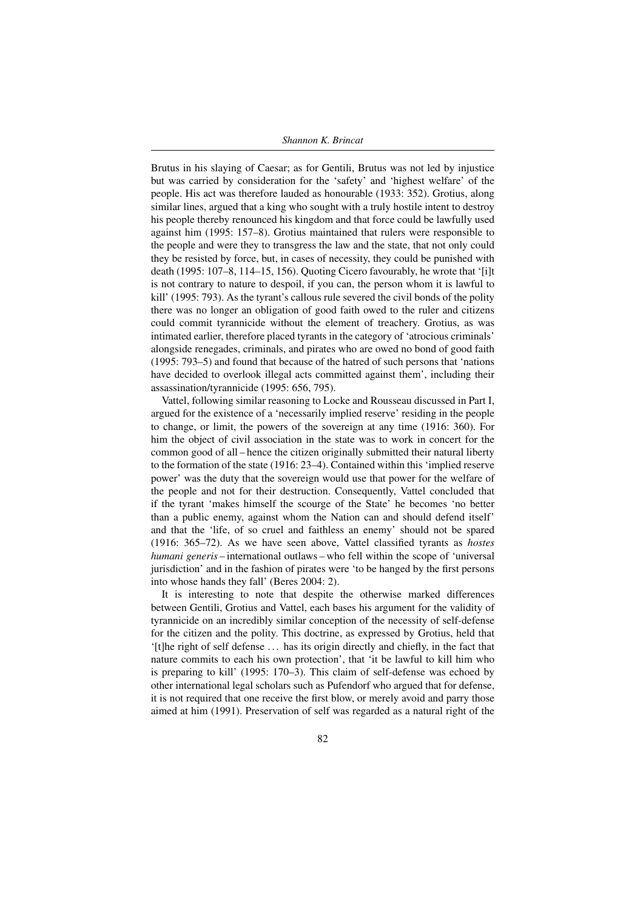Brutus in his slaying of Caesar; as for Gentili, Brutus was not led by injustice but was carried by consideration for the 'safety' and 'highest welfare' of the people. His act was therefore lauded as honourable (1933: 352). Grotius, along similar lines, argued that a king who sought with a truly hostile intent to destroy his people thereby renounced his kingdom and that force could be lawfully used against him (1995: 157–8). Grotius maintained that rulers were responsible to the people and were they to transgress the law and the state, that not only could they be resisted by force, but, in cases of necessity, they could be punished with death (1995: 107–8, 114–15, 156). Quoting Cicero favourably, he wrote that '[i]t is not contrary to nature to despoil, if you can, the person whom it is lawful to kill' (1995: 793). As the tyrant's callous rule severed the civil bonds of the polity there was no longer an obligation of good faith owed to the ruler and citizens could commit tyrannicide without the element of treachery. Grotius, as was intimated earlier, therefore placed tyrants in the category of 'atrocious criminals' alongside renegades, criminals, and pirates who are owed no bond of good faith (1995: 793–5) and found that because of the hatred of such persons that 'nations have decided to overlook illegal acts committed against them', including their assassination/tyrannicide (1995: 656, 795).

Vattel, following similar reasoning to Locke and Rousseau discussed in Part I, argued for the existence of a 'necessarily implied reserve' residing in the people to change, or limit, the powers of the sovereign at any time (1916: 360). For him the object of civil association in the state was to work in concert for the common good of all – hence the citizen originally submitted their natural liberty to the formation of the state (1916: 23–4). Contained within this 'implied reserve power' was the duty that the sovereign would use that power for the welfare of the people and not for their destruction. Consequently, Vattel concluded that if the tyrant 'makes himself the scourge of the State' he becomes 'no better than a public enemy, against whom the Nation can and should defend itself' and that the 'life, of so cruel and faithless an enemy' should not be spared (1916: 365–72). As we have seen above, Vattel classified tyrants as *hostes humani generis* – international outlaws – who fell within the scope of 'universal jurisdiction' and in the fashion of pirates were 'to be hanged by the first persons into whose hands they fall' (Beres 2004: 2).

It is interesting to note that despite the otherwise marked differences between Gentili, Grotius and Vattel, each bases his argument for the validity of tyrannicide on an incredibly similar conception of the necessity of self-defense for the citizen and the polity. This doctrine, as expressed by Grotius, held that '[t]he right of self defense … has its origin directly and chiefly, in the fact that nature commits to each his own protection', that 'it be lawful to kill him who is preparing to kill' (1995: 170–3). This claim of self-defense was echoed by other international legal scholars such as Pufendorf who argued that for defense, it is not required that one receive the first blow, or merely avoid and parry those aimed at him (1991). Preservation of self was regarded as a natural right of the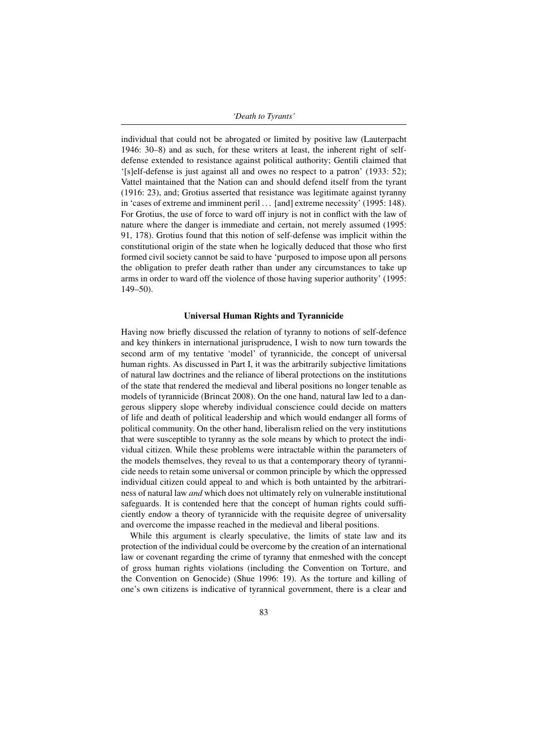individual that could not be abrogated or limited by positive law (Lauterpacht 1946: 30–8) and as such, for these writers at least, the inherent right of self-defense extended to resistance against political authority; Gentili claimed that '[s]elf-defense is just against all and owes no respect to a patron' (1933: 52); Vattel maintained that the Nation can and should defend itself from the tyrant (1916: 23), and; Grotius asserted that resistance was legitimate against tyranny in 'cases of extreme and imminent peril … [and] extreme necessity' (1995: 148). For Grotius, the use of force to ward off injury is not in conflict with the law of nature where the danger is immediate and certain, not merely assumed (1995: 91, 178). Grotius found that this notion of self-defense was implicit within the constitutional origin of the state when he logically deduced that those who first formed civil society cannot be said to have 'purposed to impose upon all persons the obligation to prefer death rather than under any circumstances to take up arms in order to ward off the violence of those having superior authority' (1995: 149–50).

### Universal Human Rights and Tyrannicide

Having now briefly discussed the relation of tyranny to notions of self-defence and key thinkers in international jurisprudence, I wish to now turn towards the second arm of my tentative 'model' of tyrannicide, the concept of universal human rights. As discussed in Part I, it was the arbitrarily subjective limitations of natural law doctrines and the reliance of liberal protections on the institutions of the state that rendered the medieval and liberal positions no longer tenable as models of tyrannicide (Brincat 2008). On the one hand, natural law led to a dangerous slippery slope whereby individual conscience could decide on matters of life and death of political leadership and which would endanger all forms of political community. On the other hand, liberalism relied on the very institutions that were susceptible to tyranny as the sole means by which to protect the individual citizen. While these problems were intractable within the parameters of the models themselves, they reveal to us that a contemporary theory of tyrannicide needs to retain some universal or common principle by which the oppressed individual citizen could appeal to and which is both untainted by the arbitrariness of natural law *and* which does not ultimately rely on vulnerable institutional safeguards. It is contended here that the concept of human rights could sufficiently endow a theory of tyrannicide with the requisite degree of universality and overcome the impasse reached in the medieval and liberal positions.

While this argument is clearly speculative, the limits of state law and its protection of the individual could be overcome by the creation of an international law or covenant regarding the crime of tyranny that enmeshed with the concept of gross human rights violations (including the Convention on Torture, and the Convention on Genocide) (Shue 1996: 19). As the torture and killing of one's own citizens is indicative of tyrannical government, there is a clear and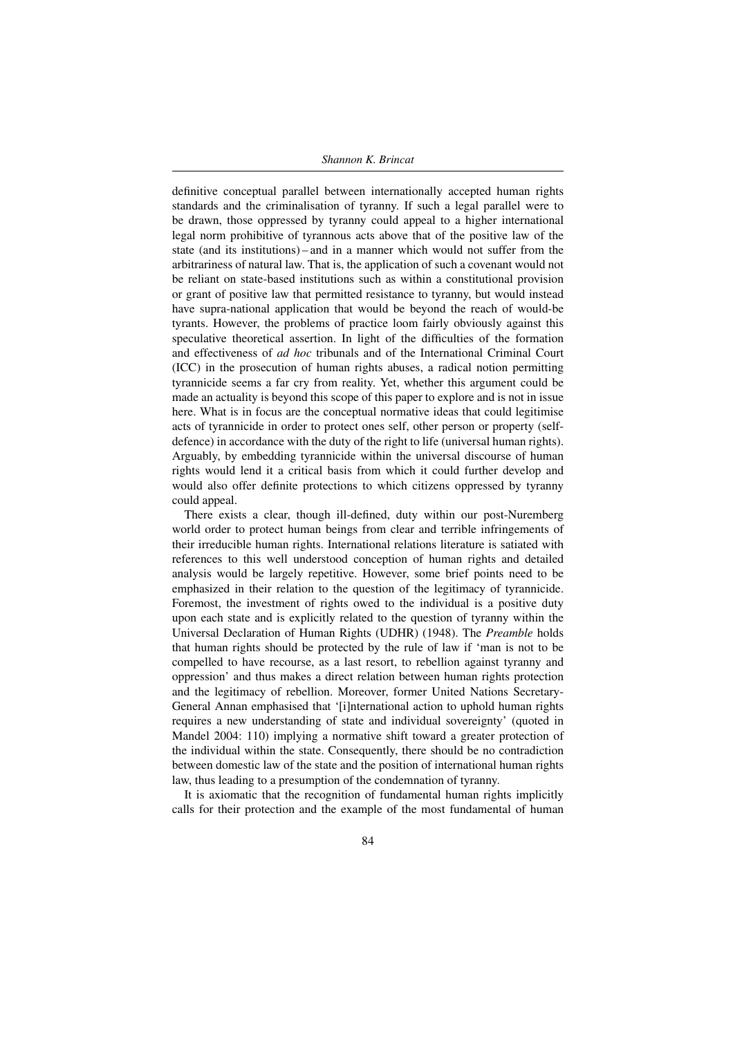definitive conceptual parallel between internationally accepted human rights standards and the criminalisation of tyranny. If such a legal parallel were to be drawn, those oppressed by tyranny could appeal to a higher international legal norm prohibitive of tyrannous acts above that of the positive law of the state (and its institutions) – and in a manner which would not suffer from the arbitrariness of natural law. That is, the application of such a covenant would not be reliant on state-based institutions such as within a constitutional provision or grant of positive law that permitted resistance to tyranny, but would instead have supra-national application that would be beyond the reach of would-be tyrants. However, the problems of practice loom fairly obviously against this speculative theoretical assertion. In light of the difficulties of the formation and effectiveness of *ad hoc* tribunals and of the International Criminal Court (ICC) in the prosecution of human rights abuses, a radical notion permitting tyrannicide seems a far cry from reality. Yet, whether this argument could be made an actuality is beyond this scope of this paper to explore and is not in issue here. What is in focus are the conceptual normative ideas that could legitimise acts of tyrannicide in order to protect ones self, other person or property (self-defence) in accordance with the duty of the right to life (universal human rights). Arguably, by embedding tyrannicide within the universal discourse of human rights would lend it a critical basis from which it could further develop and would also offer definite protections to which citizens oppressed by tyranny could appeal.

There exists a clear, though ill-defined, duty within our post-Nuremberg world order to protect human beings from clear and terrible infringements of their irreducible human rights. International relations literature is satiated with references to this well understood conception of human rights and detailed analysis would be largely repetitive. However, some brief points need to be emphasized in their relation to the question of the legitimacy of tyrannicide. Foremost, the investment of rights owed to the individual is a positive duty upon each state and is explicitly related to the question of tyranny within the Universal Declaration of Human Rights (UDHR) (1948). The *Preamble* holds that human rights should be protected by the rule of law if 'man is not to be compelled to have recourse, as a last resort, to rebellion against tyranny and oppression' and thus makes a direct relation between human rights protection and the legitimacy of rebellion. Moreover, former United Nations Secretary-General Annan emphasised that '[i]nternational action to uphold human rights requires a new understanding of state and individual sovereignty' (quoted in Mandel 2004: 110) implying a normative shift toward a greater protection of the individual within the state. Consequently, there should be no contradiction between domestic law of the state and the position of international human rights law, thus leading to a presumption of the condemnation of tyranny.

It is axiomatic that the recognition of fundamental human rights implicitly calls for their protection and the example of the most fundamental of human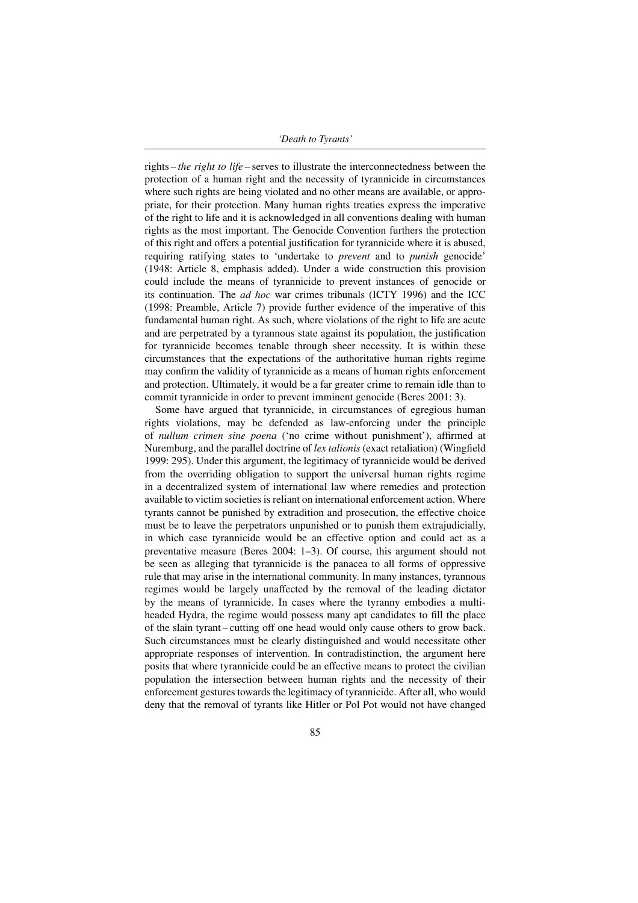rights – *the right to life* – serves to illustrate the interconnectedness between the protection of a human right and the necessity of tyrannicide in circumstances where such rights are being violated and no other means are available, or appropriate, for their protection. Many human rights treaties express the imperative of the right to life and it is acknowledged in all conventions dealing with human rights as the most important. The Genocide Convention furthers the protection of this right and offers a potential justification for tyrannicide where it is abused, requiring ratifying states to 'undertake to *prevent* and to *punish* genocide' (1948: Article 8, emphasis added). Under a wide construction this provision could include the means of tyrannicide to prevent instances of genocide or its continuation. The *ad hoc* war crimes tribunals (ICTY 1996) and the ICC (1998: Preamble, Article 7) provide further evidence of the imperative of this fundamental human right. As such, where violations of the right to life are acute and are perpetrated by a tyrannous state against its population, the justification for tyrannicide becomes tenable through sheer necessity. It is within these circumstances that the expectations of the authoritative human rights regime may confirm the validity of tyrannicide as a means of human rights enforcement and protection. Ultimately, it would be a far greater crime to remain idle than to commit tyrannicide in order to prevent imminent genocide (Beres 2001: 3).

Some have argued that tyrannicide, in circumstances of egregious human rights violations, may be defended as law-enforcing under the principle of *nullum crimen sine poena* ('no crime without punishment'), affirmed at Nuremburg, and the parallel doctrine of *lex talionis* (exact retaliation) (Wingfield 1999: 295). Under this argument, the legitimacy of tyrannicide would be derived from the overriding obligation to support the universal human rights regime in a decentralized system of international law where remedies and protection available to victim societies is reliant on international enforcement action. Where tyrants cannot be punished by extradition and prosecution, the effective choice must be to leave the perpetrators unpunished or to punish them extrajudicially, in which case tyrannicide would be an effective option and could act as a preventative measure (Beres 2004: 1–3). Of course, this argument should not be seen as alleging that tyrannicide is the panacea to all forms of oppressive rule that may arise in the international community. In many instances, tyrannous regimes would be largely unaffected by the removal of the leading dictator by the means of tyrannicide. In cases where the tyranny embodies a multi-headed Hydra, the regime would possess many apt candidates to fill the place of the slain tyrant – cutting off one head would only cause others to grow back. Such circumstances must be clearly distinguished and would necessitate other appropriate responses of intervention. In contradistinction, the argument here posits that where tyrannicide could be an effective means to protect the civilian population the intersection between human rights and the necessity of their enforcement gestures towards the legitimacy of tyrannicide. After all, who would deny that the removal of tyrants like Hitler or Pol Pot would not have changed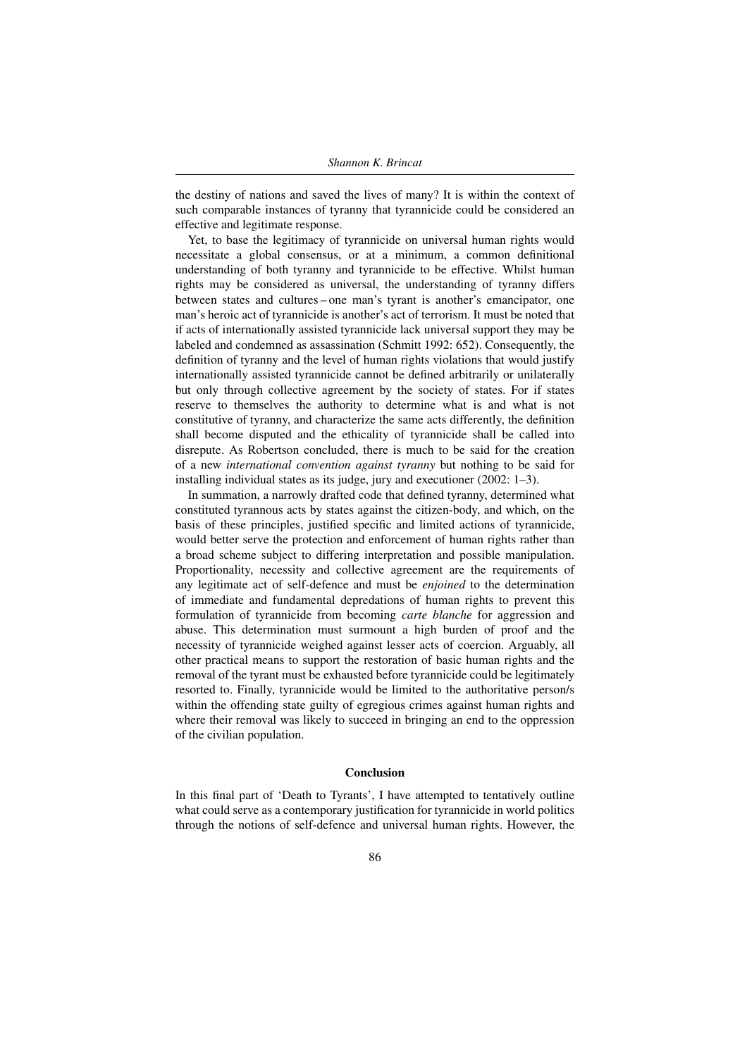the destiny of nations and saved the lives of many? It is within the context of such comparable instances of tyranny that tyrannicide could be considered an effective and legitimate response.

Yet, to base the legitimacy of tyrannicide on universal human rights would necessitate a global consensus, or at a minimum, a common definitional understanding of both tyranny and tyrannicide to be effective. Whilst human rights may be considered as universal, the understanding of tyranny differs between states and cultures – one man's tyrant is another's emancipator, one man's heroic act of tyrannicide is another's act of terrorism. It must be noted that if acts of internationally assisted tyrannicide lack universal support they may be labeled and condemned as assassination (Schmitt 1992: 652). Consequently, the definition of tyranny and the level of human rights violations that would justify internationally assisted tyrannicide cannot be defined arbitrarily or unilaterally but only through collective agreement by the society of states. For if states reserve to themselves the authority to determine what is and what is not constitutive of tyranny, and characterize the same acts differently, the definition shall become disputed and the ethicality of tyrannicide shall be called into disrepute. As Robertson concluded, there is much to be said for the creation of a new *international convention against tyranny* but nothing to be said for installing individual states as its judge, jury and executioner (2002: 1–3).

In summation, a narrowly drafted code that defined tyranny, determined what constituted tyrannous acts by states against the citizen-body, and which, on the basis of these principles, justified specific and limited actions of tyrannicide, would better serve the protection and enforcement of human rights rather than a broad scheme subject to differing interpretation and possible manipulation. Proportionality, necessity and collective agreement are the requirements of any legitimate act of self-defence and must be *enjoined* to the determination of immediate and fundamental depredations of human rights to prevent this formulation of tyrannicide from becoming *carte blanche* for aggression and abuse. This determination must surmount a high burden of proof and the necessity of tyrannicide weighed against lesser acts of coercion. Arguably, all other practical means to support the restoration of basic human rights and the removal of the tyrant must be exhausted before tyrannicide could be legitimately resorted to. Finally, tyrannicide would be limited to the authoritative person/s within the offending state guilty of egregious crimes against human rights and where their removal was likely to succeed in bringing an end to the oppression of the civilian population.

## Conclusion

In this final part of 'Death to Tyrants', I have attempted to tentatively outline what could serve as a contemporary justification for tyrannicide in world politics through the notions of self-defence and universal human rights. However, the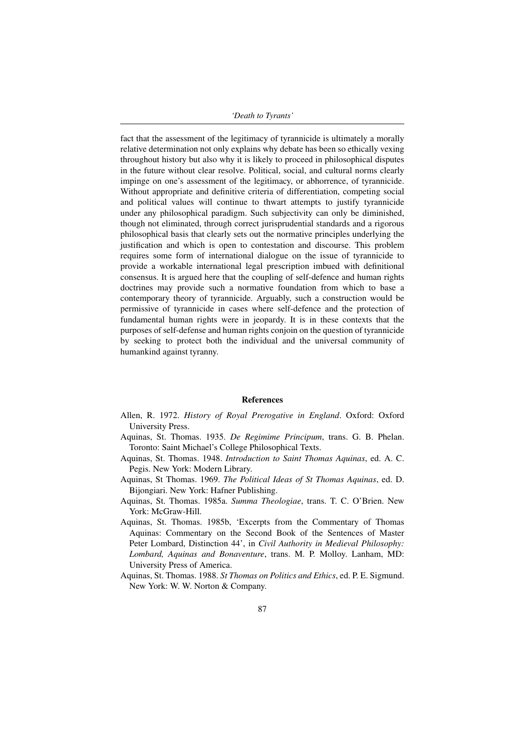fact that the assessment of the legitimacy of tyrannicide is ultimately a morally relative determination not only explains why debate has been so ethically vexing throughout history but also why it is likely to proceed in philosophical disputes in the future without clear resolve. Political, social, and cultural norms clearly impinge on one's assessment of the legitimacy, or abhorrence, of tyrannicide. Without appropriate and definitive criteria of differentiation, competing social and political values will continue to thwart attempts to justify tyrannicide under any philosophical paradigm. Such subjectivity can only be diminished, though not eliminated, through correct jurisprudential standards and a rigorous philosophical basis that clearly sets out the normative principles underlying the justification and which is open to contestation and discourse. This problem requires some form of international dialogue on the issue of tyrannicide to provide a workable international legal prescription imbued with definitional consensus. It is argued here that the coupling of self-defence and human rights doctrines may provide such a normative foundation from which to base a contemporary theory of tyrannicide. Arguably, such a construction would be permissive of tyrannicide in cases where self-defence and the protection of fundamental human rights were in jeopardy. It is in these contexts that the purposes of self-defense and human rights conjoin on the question of tyrannicide by seeking to protect both the individual and the universal community of humankind against tyranny.

## References

Allen, R. 1972. *History of Royal Prerogative in England*. Oxford: Oxford University Press.

Aquinas, St. Thomas. 1935. *De Regimime Principum*, trans. G. B. Phelan. Toronto: Saint Michael's College Philosophical Texts.

Aquinas, St. Thomas. 1948. *Introduction to Saint Thomas Aquinas*, ed. A. C. Pegis. New York: Modern Library.

Aquinas, St Thomas. 1969. *The Political Ideas of St Thomas Aquinas*, ed. D. Bijongiari. New York: Hafner Publishing.

Aquinas, St. Thomas. 1985a. *Summa Theologiae*, trans. T. C. O'Brien. New York: McGraw-Hill.

Aquinas, St. Thomas. 1985b, 'Excerpts from the Commentary of Thomas Aquinas: Commentary on the Second Book of the Sentences of Master Peter Lombard, Distinction 44', in *Civil Authority in Medieval Philosophy: Lombard, Aquinas and Bonaventure*, trans. M. P. Molloy. Lanham, MD: University Press of America.

Aquinas, St. Thomas. 1988. *St Thomas on Politics and Ethics*, ed. P. E. Sigmund. New York: W. W. Norton & Company.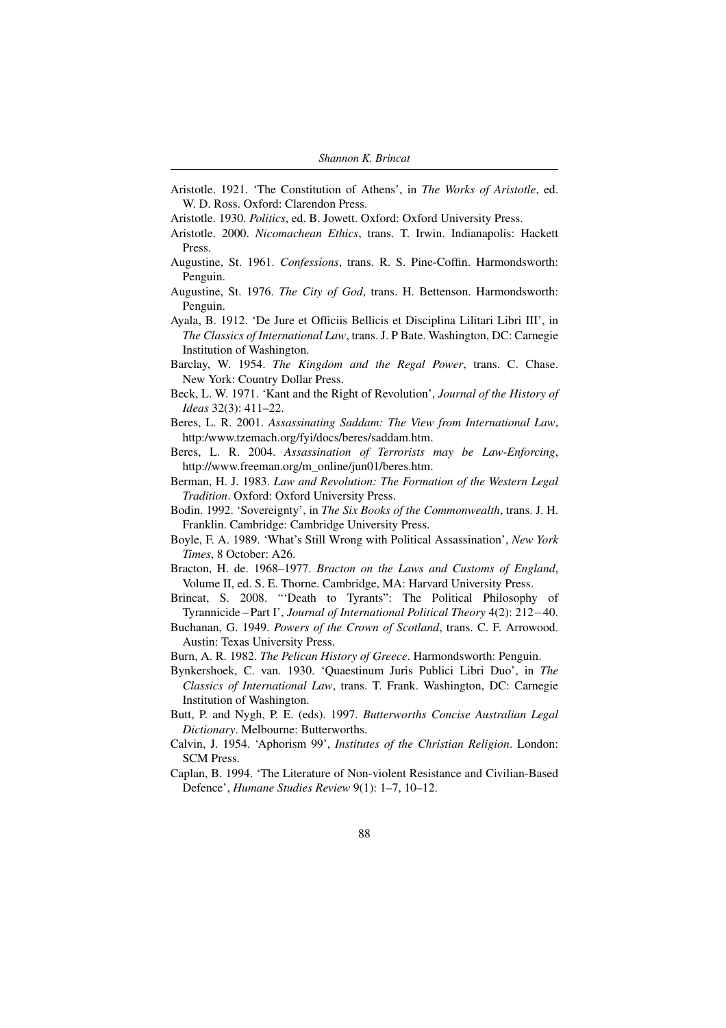Aristotle. 1921. 'The Constitution of Athens', in *The Works of Aristotle*, ed. W. D. Ross. Oxford: Clarendon Press.

Aristotle. 1930. *Politics*, ed. B. Jowett. Oxford: Oxford University Press.

Aristotle. 2000. *Nicomachean Ethics*, trans. T. Irwin. Indianapolis: Hackett Press.

Augustine, St. 1961. *Confessions*, trans. R. S. Pine-Coffin. Harmondsworth: Penguin.

Augustine, St. 1976. *The City of God*, trans. H. Bettenson. Harmondsworth: Penguin.

Ayala, B. 1912. 'De Jure et Officiis Bellicis et Disciplina Lilitari Libri III', in *The Classics of International Law*, trans. J. P Bate. Washington, DC: Carnegie Institution of Washington.

Barclay, W. 1954. *The Kingdom and the Regal Power*, trans. C. Chase. New York: Country Dollar Press.

Beck, L. W. 1971. 'Kant and the Right of Revolution', *Journal of the History of Ideas* 32(3): 411–22.

Beres, L. R. 2001. *Assassinating Saddam: The View from International Law*, http:/www.tzemach.org/fyi/docs/beres/saddam.htm.

Beres, L. R. 2004. *Assassination of Terrorists may be Law-Enforcing*, http://www.freeman.org/m_online/jun01/beres.htm.

Berman, H. J. 1983. *Law and Revolution: The Formation of the Western Legal Tradition*. Oxford: Oxford University Press.

Bodin. 1992. 'Sovereignty', in *The Six Books of the Commonwealth*, trans. J. H. Franklin. Cambridge: Cambridge University Press.

Boyle, F. A. 1989. 'What's Still Wrong with Political Assassination', *New York Times*, 8 October: A26.

Bracton, H. de. 1968–1977. *Bracton on the Laws and Customs of England*, Volume II, ed. S. E. Thorne. Cambridge, MA: Harvard University Press.

Brincat, S. 2008. "'Death to Tyrants": The Political Philosophy of Tyrannicide – Part I', *Journal of International Political Theory* 4(2): 212−40.

Buchanan, G. 1949. *Powers of the Crown of Scotland*, trans. C. F. Arrowood. Austin: Texas University Press.

Burn, A. R. 1982. *The Pelican History of Greece*. Harmondsworth: Penguin.

Bynkershoek, C. van. 1930. 'Quaestinum Juris Publici Libri Duo', in *The Classics of International Law*, trans. T. Frank. Washington, DC: Carnegie Institution of Washington.

Butt, P. and Nygh, P. E. (eds). 1997. *Butterworths Concise Australian Legal Dictionary*. Melbourne: Butterworths.

Calvin, J. 1954. 'Aphorism 99', *Institutes of the Christian Religion*. London: SCM Press.

Caplan, B. 1994. 'The Literature of Non-violent Resistance and Civilian-Based Defence', *Humane Studies Review* 9(1): 1–7, 10–12.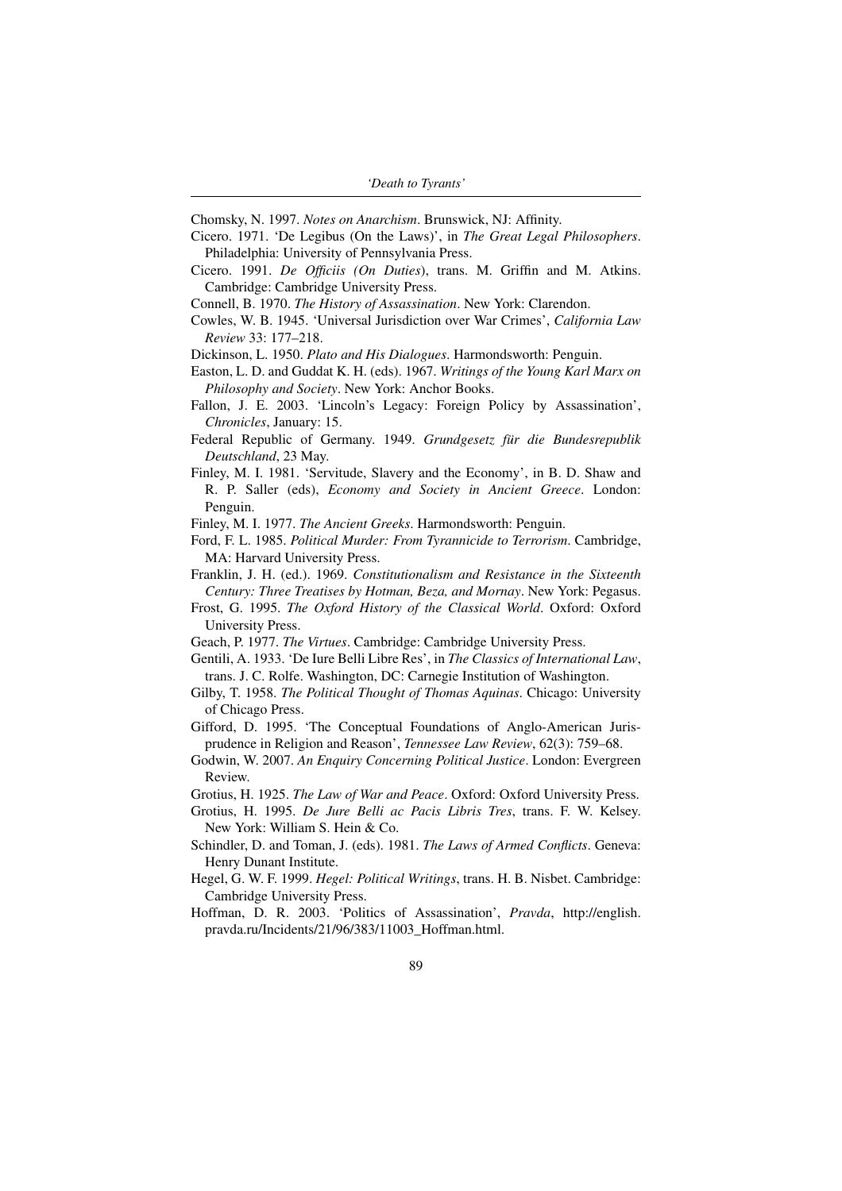Chomsky, N. 1997. *Notes on Anarchism*. Brunswick, NJ: Affinity.

Cicero. 1971. 'De Legibus (On the Laws)', in *The Great Legal Philosophers*. Philadelphia: University of Pennsylvania Press.

Cicero. 1991. *De Officiis (On Duties)*, trans. M. Griffin and M. Atkins. Cambridge: Cambridge University Press.

Connell, B. 1970. *The History of Assassination*. New York: Clarendon.

Cowles, W. B. 1945. 'Universal Jurisdiction over War Crimes', *California Law Review* 33: 177–218.

Dickinson, L. 1950. *Plato and His Dialogues*. Harmondsworth: Penguin.

Easton, L. D. and Guddat K. H. (eds). 1967. *Writings of the Young Karl Marx on Philosophy and Society*. New York: Anchor Books.

Fallon, J. E. 2003. 'Lincoln's Legacy: Foreign Policy by Assassination', *Chronicles*, January: 15.

Federal Republic of Germany. 1949. *Grundgesetz für die Bundesrepublik Deutschland*, 23 May.

Finley, M. I. 1981. 'Servitude, Slavery and the Economy', in B. D. Shaw and R. P. Saller (eds), *Economy and Society in Ancient Greece*. London: Penguin.

Finley, M. I. 1977. *The Ancient Greeks*. Harmondsworth: Penguin.

Ford, F. L. 1985. *Political Murder: From Tyrannicide to Terrorism*. Cambridge, MA: Harvard University Press.

Franklin, J. H. (ed.). 1969. *Constitutionalism and Resistance in the Sixteenth Century: Three Treatises by Hotman, Beza, and Mornay*. New York: Pegasus.

Frost, G. 1995. *The Oxford History of the Classical World*. Oxford: Oxford University Press.

Geach, P. 1977. *The Virtues*. Cambridge: Cambridge University Press.

Gentili, A. 1933. 'De Iure Belli Libre Res', in *The Classics of International Law*, trans. J. C. Rolfe. Washington, DC: Carnegie Institution of Washington.

Gilby, T. 1958. *The Political Thought of Thomas Aquinas*. Chicago: University of Chicago Press.

Gifford, D. 1995. 'The Conceptual Foundations of Anglo-American Jurisprudence in Religion and Reason', *Tennessee Law Review*, 62(3): 759–68.

Godwin, W. 2007. *An Enquiry Concerning Political Justice*. London: Evergreen Review.

Grotius, H. 1925. *The Law of War and Peace*. Oxford: Oxford University Press.

Grotius, H. 1995. *De Jure Belli ac Pacis Libris Tres*, trans. F. W. Kelsey. New York: William S. Hein & Co.

Schindler, D. and Toman, J. (eds). 1981. *The Laws of Armed Conflicts*. Geneva: Henry Dunant Institute.

Hegel, G. W. F. 1999. *Hegel: Political Writings*, trans. H. B. Nisbet. Cambridge: Cambridge University Press.

Hoffman, D. R. 2003. 'Politics of Assassination', *Pravda*, http://english.pravda.ru/Incidents/21/96/383/11003_Hoffman.html.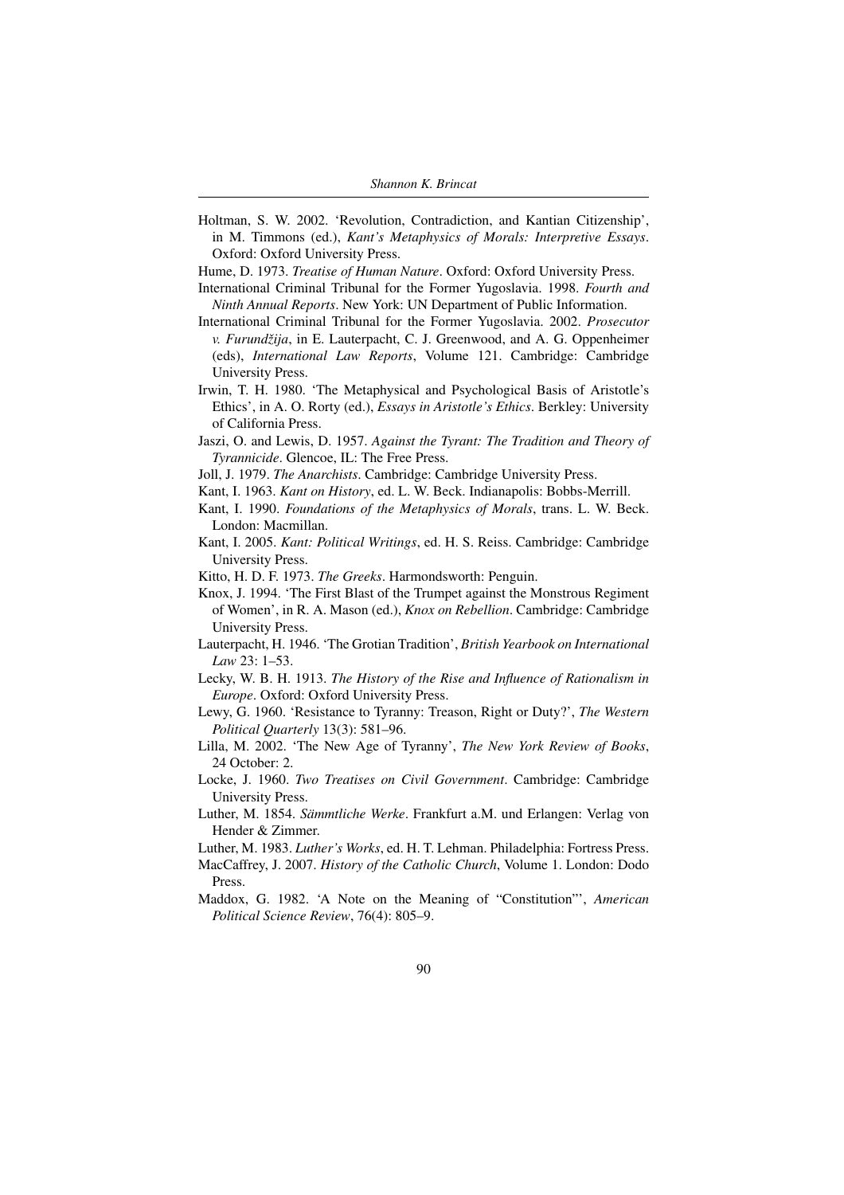Holtman, S. W. 2002. 'Revolution, Contradiction, and Kantian Citizenship', in M. Timmons (ed.), *Kant's Metaphysics of Morals: Interpretive Essays*. Oxford: Oxford University Press.

Hume, D. 1973. *Treatise of Human Nature*. Oxford: Oxford University Press.

International Criminal Tribunal for the Former Yugoslavia. 1998. *Fourth and Ninth Annual Reports*. New York: UN Department of Public Information.

International Criminal Tribunal for the Former Yugoslavia. 2002. *Prosecutor v. Furundžija*, in E. Lauterpacht, C. J. Greenwood, and A. G. Oppenheimer (eds), *International Law Reports*, Volume 121. Cambridge: Cambridge University Press.

Irwin, T. H. 1980. 'The Metaphysical and Psychological Basis of Aristotle's Ethics', in A. O. Rorty (ed.), *Essays in Aristotle's Ethics*. Berkley: University of California Press.

Jaszi, O. and Lewis, D. 1957. *Against the Tyrant: The Tradition and Theory of Tyrannicide*. Glencoe, IL: The Free Press.

Joll, J. 1979. *The Anarchists*. Cambridge: Cambridge University Press.

Kant, I. 1963. *Kant on History*, ed. L. W. Beck. Indianapolis: Bobbs-Merrill.

Kant, I. 1990. *Foundations of the Metaphysics of Morals*, trans. L. W. Beck. London: Macmillan.

Kant, I. 2005. *Kant: Political Writings*, ed. H. S. Reiss. Cambridge: Cambridge University Press.

Kitto, H. D. F. 1973. *The Greeks*. Harmondsworth: Penguin.

Knox, J. 1994. 'The First Blast of the Trumpet against the Monstrous Regiment of Women', in R. A. Mason (ed.), *Knox on Rebellion*. Cambridge: Cambridge University Press.

Lauterpacht, H. 1946. 'The Grotian Tradition', *British Yearbook on International Law* 23: 1–53.

Lecky, W. B. H. 1913. *The History of the Rise and Influence of Rationalism in Europe*. Oxford: Oxford University Press.

Lewy, G. 1960. 'Resistance to Tyranny: Treason, Right or Duty?', *The Western Political Quarterly* 13(3): 581–96.

Lilla, M. 2002. 'The New Age of Tyranny', *The New York Review of Books*, 24 October: 2.

Locke, J. 1960. *Two Treatises on Civil Government*. Cambridge: Cambridge University Press.

Luther, M. 1854. *Sämmtliche Werke*. Frankfurt a.M. und Erlangen: Verlag von Hender & Zimmer.

Luther, M. 1983. *Luther's Works*, ed. H. T. Lehman. Philadelphia: Fortress Press.

MacCaffrey, J. 2007. *History of the Catholic Church*, Volume 1. London: Dodo Press.

Maddox, G. 1982. 'A Note on the Meaning of "Constitution"', *American Political Science Review*, 76(4): 805–9.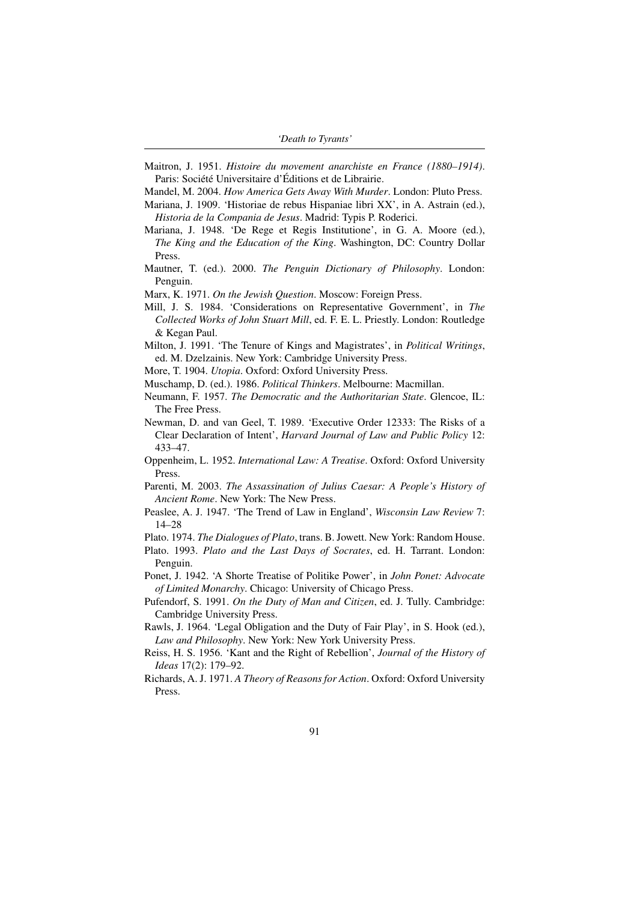Maitron, J. 1951. *Histoire du movement anarchiste en France (1880–1914)*. Paris: Société Universitaire d'Éditions et de Librairie.

Mandel, M. 2004. *How America Gets Away With Murder*. London: Pluto Press.

Mariana, J. 1909. 'Historiae de rebus Hispaniae libri XX', in A. Astrain (ed.), *Historia de la Compania de Jesus*. Madrid: Typis P. Roderici.

Mariana, J. 1948. 'De Rege et Regis Institutione', in G. A. Moore (ed.), *The King and the Education of the King*. Washington, DC: Country Dollar Press.

Mautner, T. (ed.). 2000. *The Penguin Dictionary of Philosophy*. London: Penguin.

Marx, K. 1971. *On the Jewish Question*. Moscow: Foreign Press.

Mill, J. S. 1984. 'Considerations on Representative Government', in *The Collected Works of John Stuart Mill*, ed. F. E. L. Priestly. London: Routledge & Kegan Paul.

Milton, J. 1991. 'The Tenure of Kings and Magistrates', in *Political Writings*, ed. M. Dzelzainis. New York: Cambridge University Press.

More, T. 1904. *Utopia*. Oxford: Oxford University Press.

Muschamp, D. (ed.). 1986. *Political Thinkers*. Melbourne: Macmillan.

Neumann, F. 1957. *The Democratic and the Authoritarian State*. Glencoe, IL: The Free Press.

Newman, D. and van Geel, T. 1989. 'Executive Order 12333: The Risks of a Clear Declaration of Intent', *Harvard Journal of Law and Public Policy* 12: 433–47.

Oppenheim, L. 1952. *International Law: A Treatise*. Oxford: Oxford University Press.

Parenti, M. 2003. *The Assassination of Julius Caesar: A People's History of Ancient Rome*. New York: The New Press.

Peaslee, A. J. 1947. 'The Trend of Law in England', *Wisconsin Law Review* 7: 14–28

Plato. 1974. *The Dialogues of Plato*, trans. B. Jowett. New York: Random House.

Plato. 1993. *Plato and the Last Days of Socrates*, ed. H. Tarrant. London: Penguin.

Ponet, J. 1942. 'A Shorte Treatise of Politike Power', in *John Ponet: Advocate of Limited Monarchy*. Chicago: University of Chicago Press.

Pufendorf, S. 1991. *On the Duty of Man and Citizen*, ed. J. Tully. Cambridge: Cambridge University Press.

Rawls, J. 1964. 'Legal Obligation and the Duty of Fair Play', in S. Hook (ed.), *Law and Philosophy*. New York: New York University Press.

Reiss, H. S. 1956. 'Kant and the Right of Rebellion', *Journal of the History of Ideas* 17(2): 179–92.

Richards, A. J. 1971. *A Theory of Reasons for Action*. Oxford: Oxford University Press.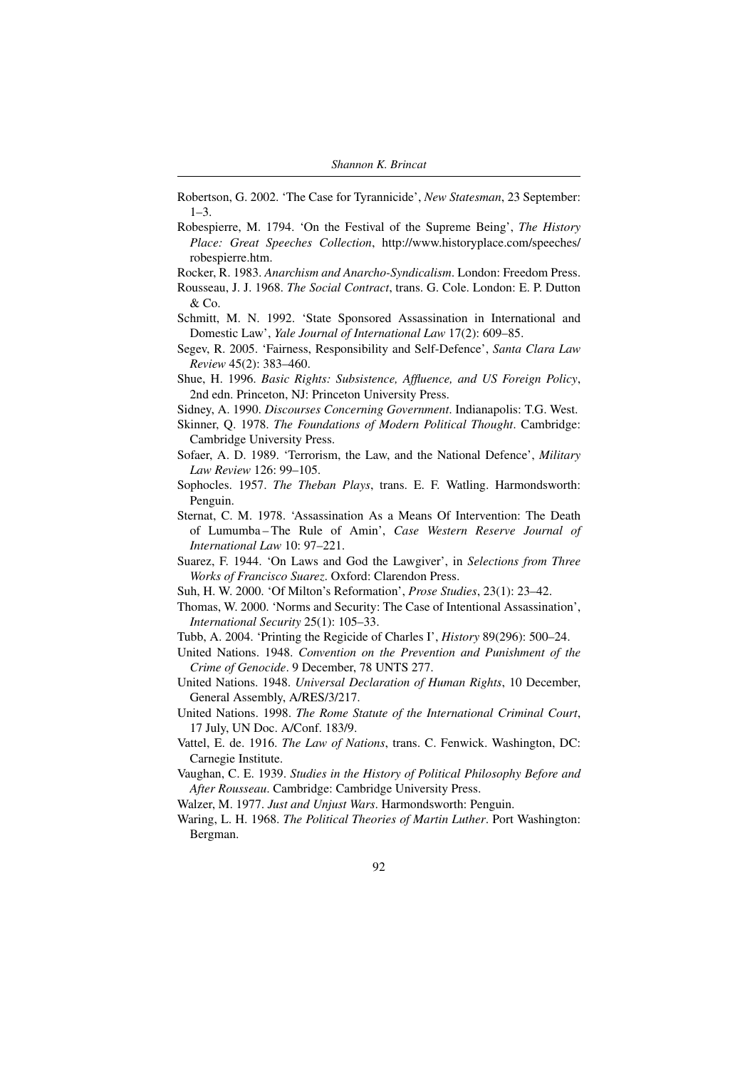Robertson, G. 2002. 'The Case for Tyrannicide', *New Statesman*, 23 September: 1–3.

Robespierre, M. 1794. 'On the Festival of the Supreme Being', *The History Place: Great Speeches Collection*, http://www.historyplace.com/speeches/robespierre.htm.

Rocker, R. 1983. *Anarchism and Anarcho-Syndicalism*. London: Freedom Press.

Rousseau, J. J. 1968. *The Social Contract*, trans. G. Cole. London: E. P. Dutton & Co.

Schmitt, M. N. 1992. 'State Sponsored Assassination in International and Domestic Law', *Yale Journal of International Law* 17(2): 609–85.

Segev, R. 2005. 'Fairness, Responsibility and Self-Defence', *Santa Clara Law Review* 45(2): 383–460.

Shue, H. 1996. *Basic Rights: Subsistence, Affluence, and US Foreign Policy*, 2nd edn. Princeton, NJ: Princeton University Press.

Sidney, A. 1990. *Discourses Concerning Government*. Indianapolis: T.G. West.

Skinner, Q. 1978. *The Foundations of Modern Political Thought*. Cambridge: Cambridge University Press.

Sofaer, A. D. 1989. 'Terrorism, the Law, and the National Defence', *Military Law Review* 126: 99–105.

Sophocles. 1957. *The Theban Plays*, trans. E. F. Watling. Harmondsworth: Penguin.

Sternat, C. M. 1978. 'Assassination As a Means Of Intervention: The Death of Lumumba – The Rule of Amin', *Case Western Reserve Journal of International Law* 10: 97–221.

Suarez, F. 1944. 'On Laws and God the Lawgiver', in *Selections from Three Works of Francisco Suarez*. Oxford: Clarendon Press.

Suh, H. W. 2000. 'Of Milton's Reformation', *Prose Studies*, 23(1): 23–42.

Thomas, W. 2000. 'Norms and Security: The Case of Intentional Assassination', *International Security* 25(1): 105–33.

Tubb, A. 2004. 'Printing the Regicide of Charles I', *History* 89(296): 500–24.

United Nations. 1948. *Convention on the Prevention and Punishment of the Crime of Genocide*. 9 December, 78 UNTS 277.

United Nations. 1948. *Universal Declaration of Human Rights*, 10 December, General Assembly, A/RES/3/217.

United Nations. 1998. *The Rome Statute of the International Criminal Court*, 17 July, UN Doc. A/Conf. 183/9.

Vattel, E. de. 1916. *The Law of Nations*, trans. C. Fenwick. Washington, DC: Carnegie Institute.

Vaughan, C. E. 1939. *Studies in the History of Political Philosophy Before and After Rousseau*. Cambridge: Cambridge University Press.

Walzer, M. 1977. *Just and Unjust Wars*. Harmondsworth: Penguin.

Waring, L. H. 1968. *The Political Theories of Martin Luther*. Port Washington: Bergman.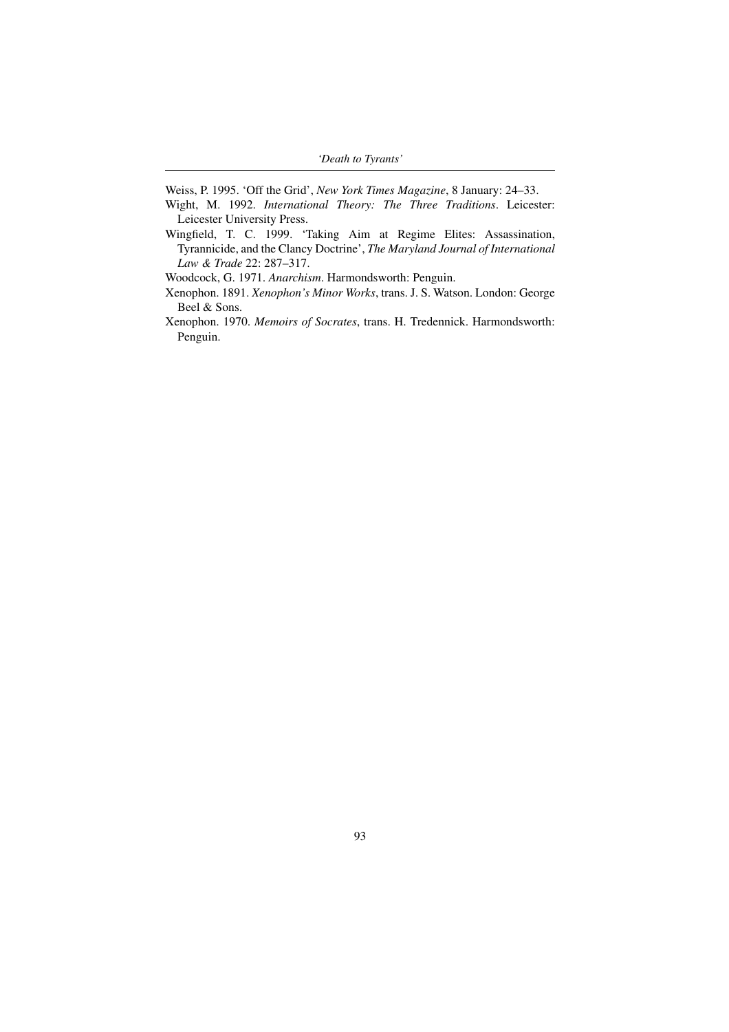Weiss, P. 1995. 'Off the Grid', *New York Times Magazine*, 8 January: 24–33.

Wight, M. 1992. *International Theory: The Three Traditions*. Leicester: Leicester University Press.

Wingfield, T. C. 1999. 'Taking Aim at Regime Elites: Assassination, Tyrannicide, and the Clancy Doctrine', *The Maryland Journal of International Law & Trade* 22: 287–317.

Woodcock, G. 1971. *Anarchism*. Harmondsworth: Penguin.

Xenophon. 1891. *Xenophon's Minor Works*, trans. J. S. Watson. London: George Beel & Sons.

Xenophon. 1970. *Memoirs of Socrates*, trans. H. Tredennick. Harmondsworth: Penguin.